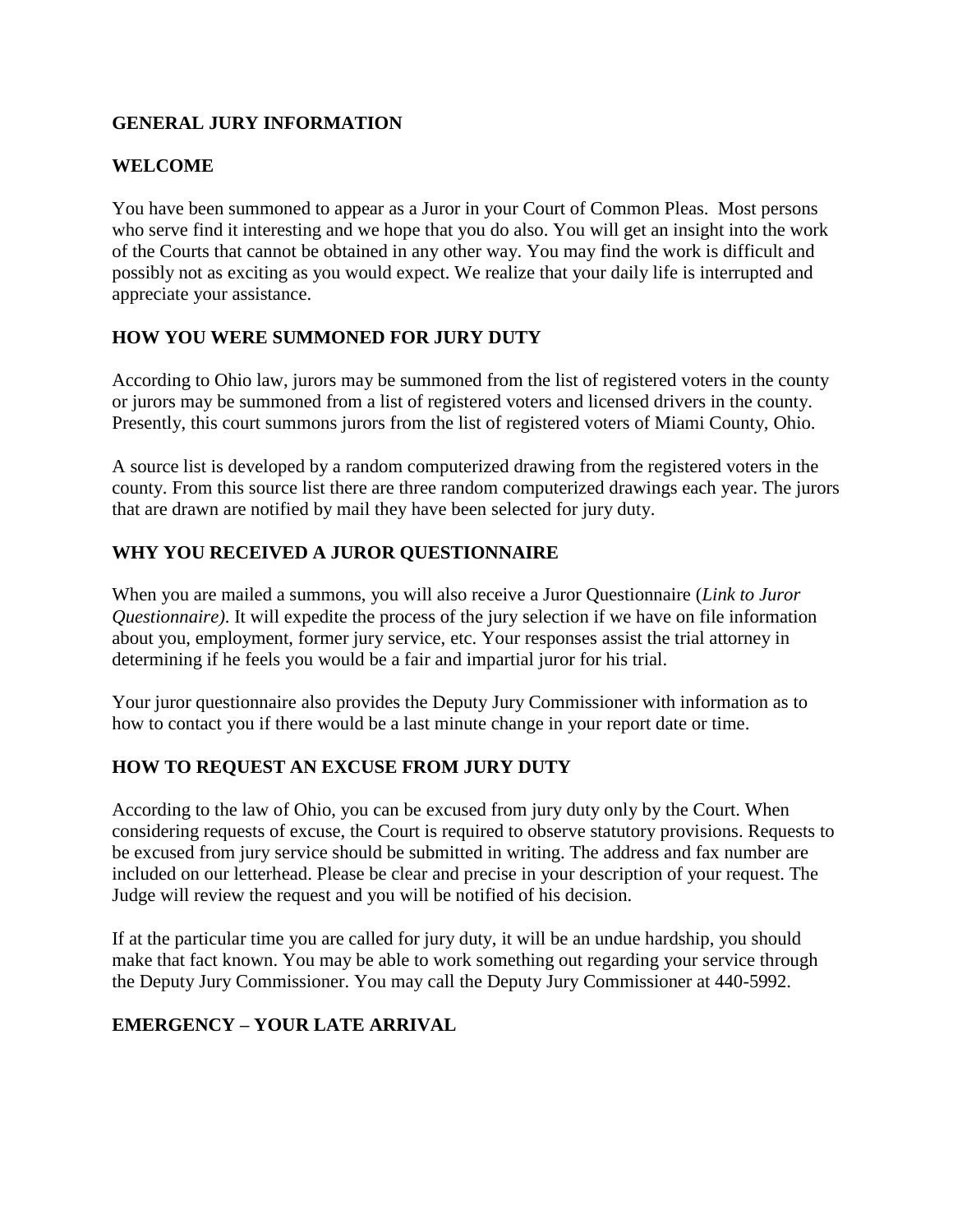## GENERAL JURY INFORMATION

### WELCOME

You have been summoned to appear as a Juror in your Court of Common Pleas. Most persons who serve find it interesting and we hope that you do also. You will get an insight into the work of the Courts that cannot be obtained in any other way. You may find the work is difficult and possibly not as exciting as you would expect. We realize that your daily life is interrupted and appreciate your assistance.

### HOW YOU WERE SUMMONED FOR JURY DUTY

According to Ohio law, jurors may be summoned from the list of registered voters in the county or jurors may be summoned from a list of registered voters and licensed drivers in the county. Presently, this court summons jurors from the list of registered voters of Miami County, Ohio.

A source list is developed by a random computerized drawing from the registered voters in the county. From this source list there are three random computerized drawings each year. The jurors that are drawn are notified by mail they have been selected for jury duty.

### WHY YOU RECEIVED A JUROR QUESTIONNAIRE

When you are mailed a summons, you will also receive a Juror Questionnaire (*Link to Juror Questionnaire)*. It will expedite the process of the jury selection if we have on file information about you, employment, former jury service, etc. Your responses assist the trial attorney in determining if he feels you would be a fair and impartial juror for his trial.

Your juror questionnaire also provides the Deputy Jury Commissioner with information as to how to contact you if there would be a last minute change in your report date or time.

### HOW TO REQUEST AN EXCUSE FROM JURY DUTY

According to the law of Ohio, you can be excused from jury duty only by the Court. When considering requests of excuse, the Court is required to observe statutory provisions. Requests to be excused from jury service should be submitted in writing. The address and fax number are included on our letterhead. Please be clear and precise in your description of your request. The Judge will review the request and you will be notified of his decision.

If at the particular time you are called for jury duty, it will be an undue hardship, you should make that fact known. You may be able to work something out regarding your service through the Deputy Jury Commissioner. You may call the Deputy Jury Commissioner at 440-5992.

### EMERGENCY – YOUR LATE ARRIVAL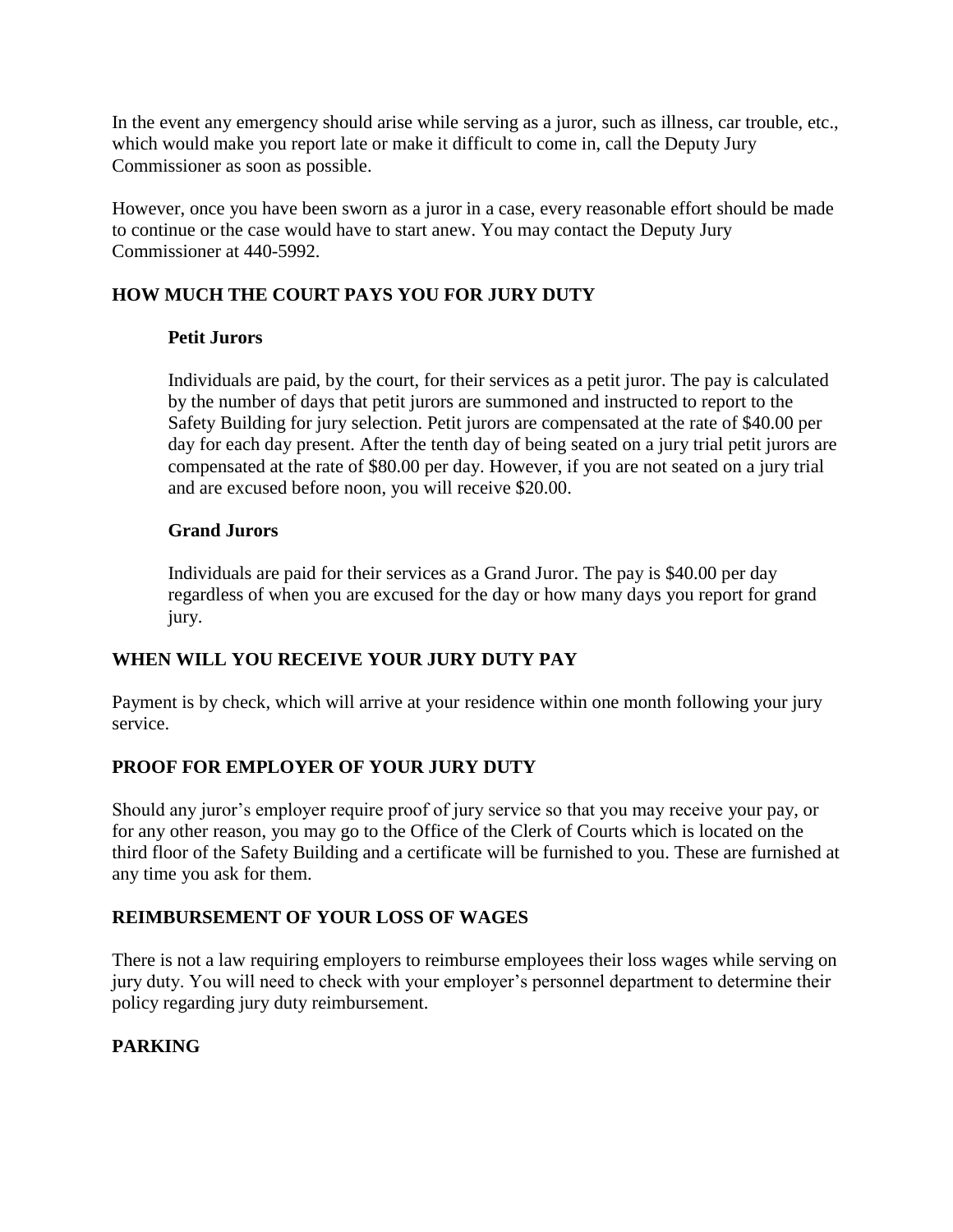In the event any emergency should arise while serving as a juror, such as illness, car trouble, etc., which would make you report late or make it difficult to come in, call the Deputy Jury Commissioner as soon as possible.

However, once you have been sworn as a juror in a case, every reasonable effort should be made to continue or the case would have to start anew. You may contact the Deputy Jury Commissioner at 440-5992.

## HOW MUCH THE COURT PAYS YOU FOR JURY DUTY

### Petit Jurors

Individuals are paid, by the court, for their services as a petit juror. The pay is calculated by the number of days that petit jurors are summoned and instructed to report to the Safety Building for jury selection. Petit jurors are compensated at the rate of $40.00 per day for each day present. After the tenth day of being seated on a jury trial petit jurors are compensated at the rate of $80.00 per day. However, if you are not seated on a jury trial and are excused before noon, you will receive $20.00.

### Grand Jurors

Individuals are paid for their services as a Grand Juror. The pay is $40.00 per day regardless of when you are excused for the day or how many days you report for grand jury.

## WHEN WILL YOU RECEIVE YOUR JURY DUTY PAY

Payment is by check, which will arrive at your residence within one month following your jury service.

## PROOF FOR EMPLOYER OF YOUR JURY DUTY

Should any juror's employer require proof of jury service so that you may receive your pay, or for any other reason, you may go to the Office of the Clerk of Courts which is located on the third floor of the Safety Building and a certificate will be furnished to you. These are furnished at any time you ask for them.

## REIMBURSEMENT OF YOUR LOSS OF WAGES

There is not a law requiring employers to reimburse employees their loss wages while serving on jury duty. You will need to check with your employer's personnel department to determine their policy regarding jury duty reimbursement.

## PARKING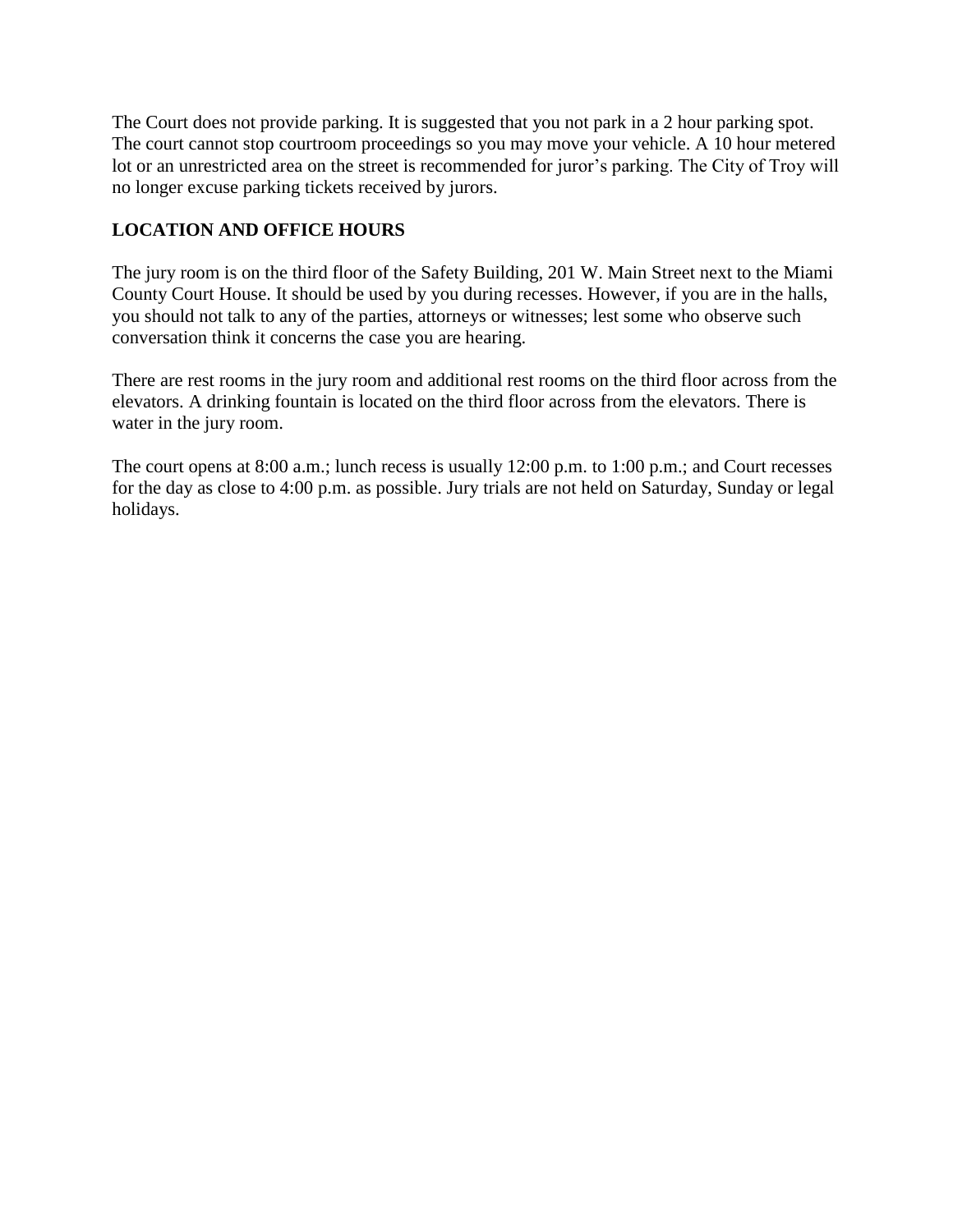The Court does not provide parking. It is suggested that you not park in a 2 hour parking spot. The court cannot stop courtroom proceedings so you may move your vehicle. A 10 hour metered lot or an unrestricted area on the street is recommended for juror's parking. The City of Troy will no longer excuse parking tickets received by jurors.

## LOCATION AND OFFICE HOURS

The jury room is on the third floor of the Safety Building, 201 W. Main Street next to the Miami County Court House. It should be used by you during recesses. However, if you are in the halls, you should not talk to any of the parties, attorneys or witnesses; lest some who observe such conversation think it concerns the case you are hearing.

There are rest rooms in the jury room and additional rest rooms on the third floor across from the elevators. A drinking fountain is located on the third floor across from the elevators. There is water in the jury room.

The court opens at 8:00 a.m.; lunch recess is usually 12:00 p.m. to 1:00 p.m.; and Court recesses for the day as close to 4:00 p.m. as possible. Jury trials are not held on Saturday, Sunday or legal holidays.